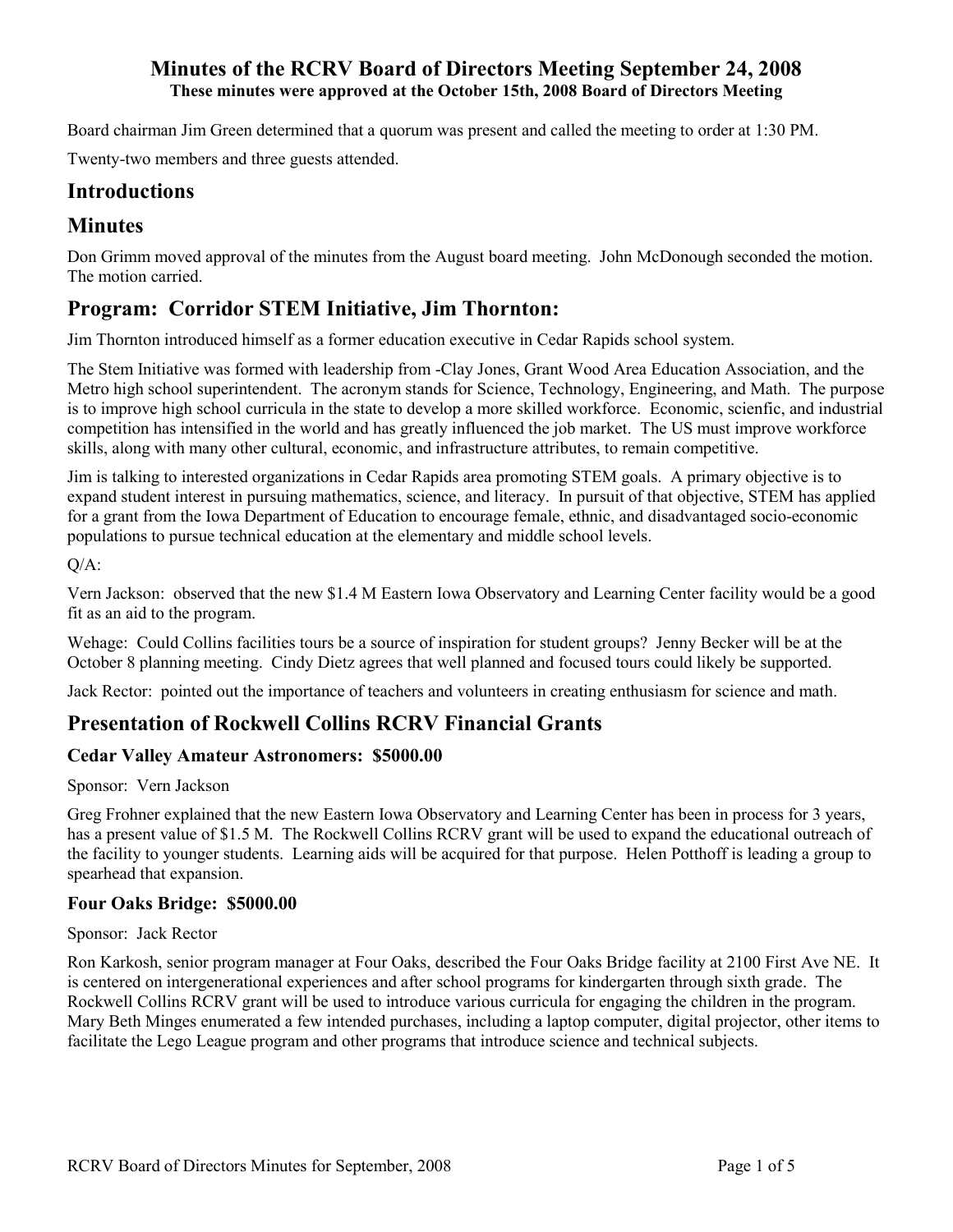# Minutes of the RCRV Board of Directors Meeting September 24, 2008

**These minutes were approved at the October 15th, 2008 Board of Directors Meeting**

Board chairman Jim Green determined that a quorum was present and called the meeting to order at 1:30 PM.

Twenty-two members and three guests attended.

## Introductions

## Minutes

Don Grimm moved approval of the minutes from the August board meeting. John McDonough seconded the motion. The motion carried.

## Program: Corridor STEM Initiative, Jim Thornton:

Jim Thornton introduced himself as a former education executive in Cedar Rapids school system.

The Stem Initiative was formed with leadership from -Clay Jones, Grant Wood Area Education Association, and the Metro high school superintendent. The acronym stands for Science, Technology, Engineering, and Math. The purpose is to improve high school curricula in the state to develop a more skilled workforce. Economic, scienfic, and industrial competition has intensified in the world and has greatly influenced the job market. The US must improve workforce skills, along with many other cultural, economic, and infrastructure attributes, to remain competitive.

Jim is talking to interested organizations in Cedar Rapids area promoting STEM goals. A primary objective is to expand student interest in pursuing mathematics, science, and literacy. In pursuit of that objective, STEM has applied for a grant from the Iowa Department of Education to encourage female, ethnic, and disadvantaged socio-economic populations to pursue technical education at the elementary and middle school levels.

Q/A:

Vern Jackson: observed that the new $1.4 M Eastern Iowa Observatory and Learning Center facility would be a good fit as an aid to the program.

Wehage: Could Collins facilities tours be a source of inspiration for student groups? Jenny Becker will be at the October 8 planning meeting. Cindy Dietz agrees that well planned and focused tours could likely be supported.

Jack Rector: pointed out the importance of teachers and volunteers in creating enthusiasm for science and math.

## Presentation of Rockwell Collins RCRV Financial Grants

### Cedar Valley Amateur Astronomers: $5000.00

Sponsor: Vern Jackson

Greg Frohner explained that the new Eastern Iowa Observatory and Learning Center has been in process for 3 years, has a present value of $1.5 M. The Rockwell Collins RCRV grant will be used to expand the educational outreach of the facility to younger students. Learning aids will be acquired for that purpose. Helen Potthoff is leading a group to spearhead that expansion.

### Four Oaks Bridge: $5000.00

Sponsor: Jack Rector

Ron Karkosh, senior program manager at Four Oaks, described the Four Oaks Bridge facility at 2100 First Ave NE. It is centered on intergenerational experiences and after school programs for kindergarten through sixth grade. The Rockwell Collins RCRV grant will be used to introduce various curricula for engaging the children in the program. Mary Beth Minges enumerated a few intended purchases, including a laptop computer, digital projector, other items to facilitate the Lego League program and other programs that introduce science and technical subjects.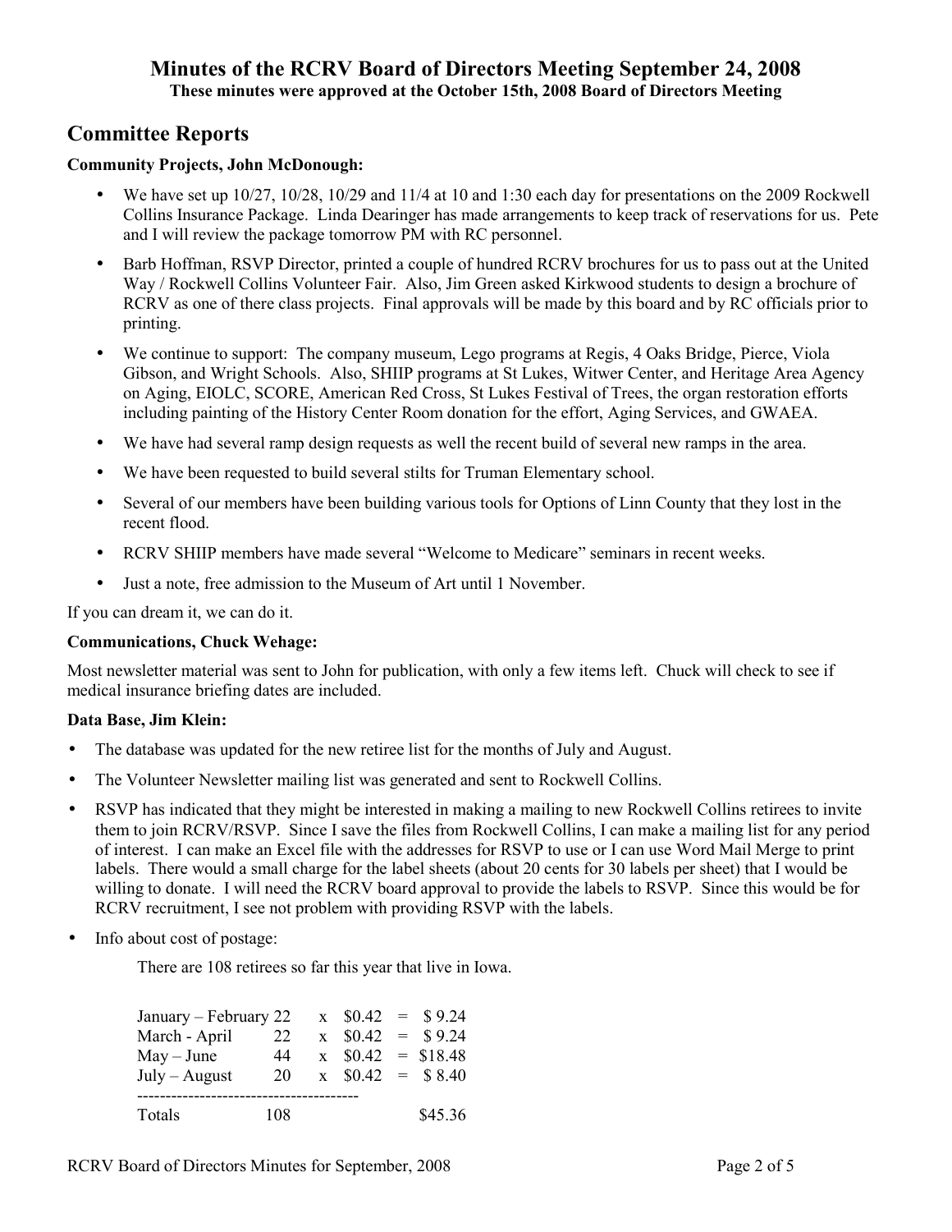# Minutes of the RCRV Board of Directors Meeting September 24, 2008

**These minutes were approved at the October 15th, 2008 Board of Directors Meeting**

## Committee Reports

**Community Projects, John McDonough:**

- We have set up 10/27, 10/28, 10/29 and 11/4 at 10 and 1:30 each day for presentations on the 2009 Rockwell Collins Insurance Package. Linda Dearinger has made arrangements to keep track of reservations for us. Pete and I will review the package tomorrow PM with RC personnel.
- Barb Hoffman, RSVP Director, printed a couple of hundred RCRV brochures for us to pass out at the United Way / Rockwell Collins Volunteer Fair. Also, Jim Green asked Kirkwood students to design a brochure of RCRV as one of there class projects. Final approvals will be made by this board and by RC officials prior to printing.
- We continue to support: The company museum, Lego programs at Regis, 4 Oaks Bridge, Pierce, Viola Gibson, and Wright Schools. Also, SHIIP programs at St Lukes, Witwer Center, and Heritage Area Agency on Aging, EIOLC, SCORE, American Red Cross, St Lukes Festival of Trees, the organ restoration efforts including painting of the History Center Room donation for the effort, Aging Services, and GWAEA.
- We have had several ramp design requests as well the recent build of several new ramps in the area.
- We have been requested to build several stilts for Truman Elementary school.
- Several of our members have been building various tools for Options of Linn County that they lost in the recent flood.
- RCRV SHIIP members have made several "Welcome to Medicare" seminars in recent weeks.
- Just a note, free admission to the Museum of Art until 1 November.

If you can dream it, we can do it.

**Communications, Chuck Wehage:**

Most newsletter material was sent to John for publication, with only a few items left. Chuck will check to see if medical insurance briefing dates are included.

**Data Base, Jim Klein:**

- The database was updated for the new retiree list for the months of July and August.
- The Volunteer Newsletter mailing list was generated and sent to Rockwell Collins.
- RSVP has indicated that they might be interested in making a mailing to new Rockwell Collins retirees to invite them to join RCRV/RSVP. Since I save the files from Rockwell Collins, I can make a mailing list for any period of interest. I can make an Excel file with the addresses for RSVP to use or I can use Word Mail Merge to print labels. There would a small charge for the label sheets (about 20 cents for 30 labels per sheet) that I would be willing to donate. I will need the RCRV board approval to provide the labels to RSVP. Since this would be for RCRV recruitment, I see not problem with providing RSVP with the labels.
- Info about cost of postage:

  There are 108 retirees so far this year that live in Iowa.

| Period | Count | | Rate | | Cost |
|---|---|---|---|---|---|
| January – February | 22 | x | $0.42 | = | $ 9.24 |
| March - April | 22 | x | $0.42 | = | $ 9.24 |
| May – June | 44 | x | $0.42 | = | $18.48 |
| July – August | 20 | x | $0.42 | = | $ 8.40 |
| Totals | 108 | | | | $45.36 |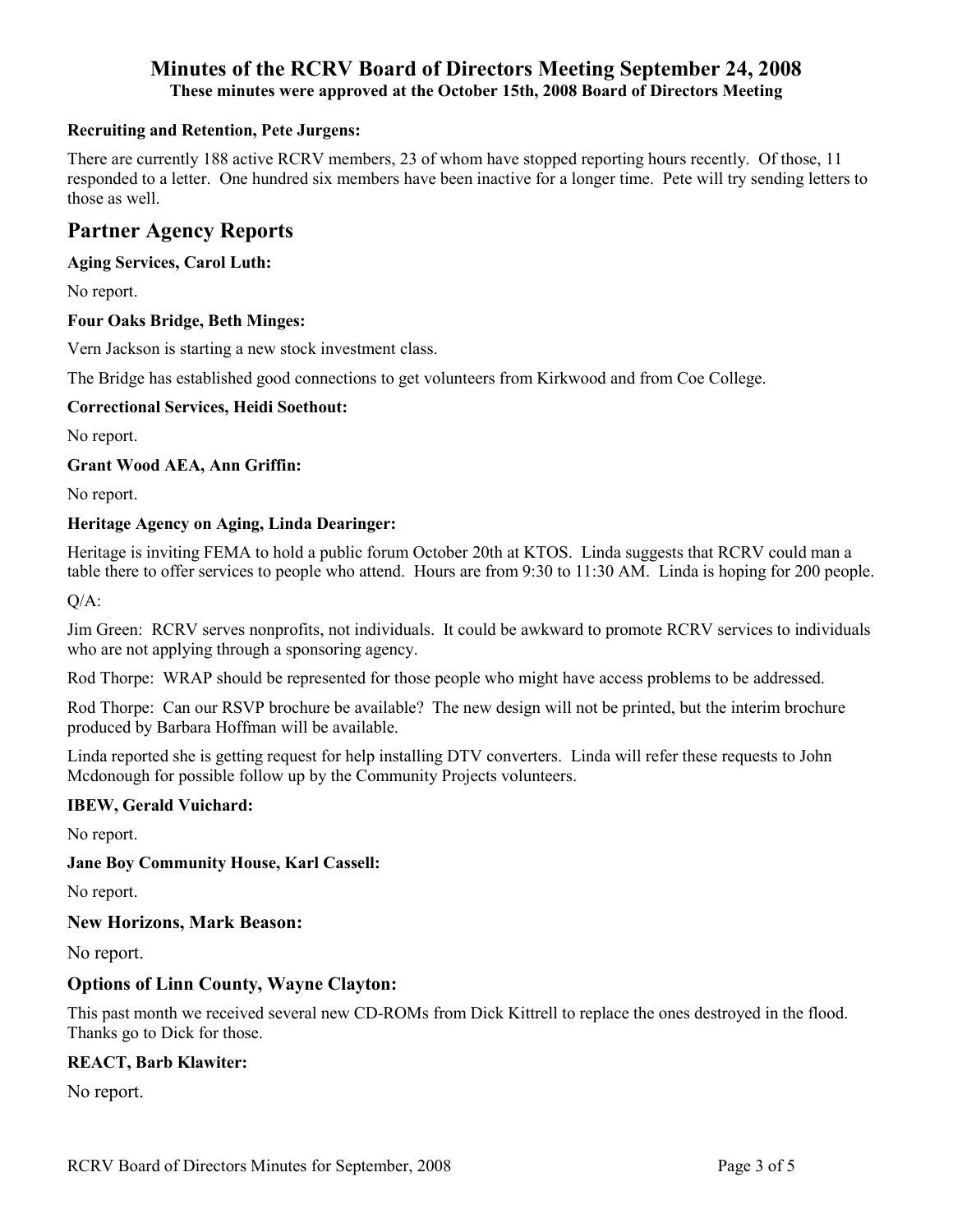# Minutes of the RCRV Board of Directors Meeting September 24, 2008

**These minutes were approved at the October 15th, 2008 Board of Directors Meeting**

**Recruiting and Retention, Pete Jurgens:**

There are currently 188 active RCRV members, 23 of whom have stopped reporting hours recently. Of those, 11 responded to a letter. One hundred six members have been inactive for a longer time. Pete will try sending letters to those as well.

## Partner Agency Reports

**Aging Services, Carol Luth:**

No report.

**Four Oaks Bridge, Beth Minges:**

Vern Jackson is starting a new stock investment class.

The Bridge has established good connections to get volunteers from Kirkwood and from Coe College.

**Correctional Services, Heidi Soethout:**

No report.

**Grant Wood AEA, Ann Griffin:**

No report.

**Heritage Agency on Aging, Linda Dearinger:**

Heritage is inviting FEMA to hold a public forum October 20th at KTOS. Linda suggests that RCRV could man a table there to offer services to people who attend. Hours are from 9:30 to 11:30 AM. Linda is hoping for 200 people.

Q/A:

Jim Green: RCRV serves nonprofits, not individuals. It could be awkward to promote RCRV services to individuals who are not applying through a sponsoring agency.

Rod Thorpe: WRAP should be represented for those people who might have access problems to be addressed.

Rod Thorpe: Can our RSVP brochure be available? The new design will not be printed, but the interim brochure produced by Barbara Hoffman will be available.

Linda reported she is getting request for help installing DTV converters. Linda will refer these requests to John Mcdonough for possible follow up by the Community Projects volunteers.

**IBEW, Gerald Vuichard:**

No report.

**Jane Boy Community House, Karl Cassell:**

No report.

**New Horizons, Mark Beason:**

No report.

**Options of Linn County, Wayne Clayton:**

This past month we received several new CD-ROMs from Dick Kittrell to replace the ones destroyed in the flood. Thanks go to Dick for those.

**REACT, Barb Klawiter:**

No report.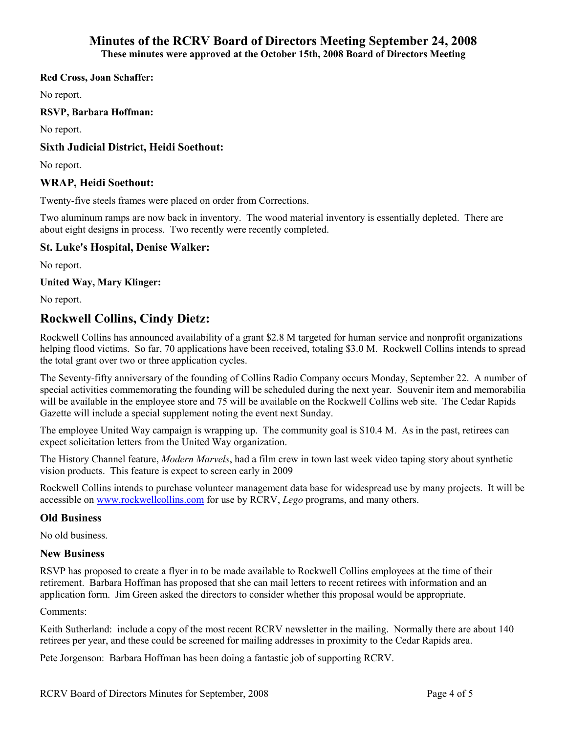# Minutes of the RCRV Board of Directors Meeting September 24, 2008

**These minutes were approved at the October 15th, 2008 Board of Directors Meeting**

**Red Cross, Joan Schaffer:**

No report.

**RSVP, Barbara Hoffman:**

No report.

### Sixth Judicial District, Heidi Soethout:

No report.

### WRAP, Heidi Soethout:

Twenty-five steels frames were placed on order from Corrections.

Two aluminum ramps are now back in inventory. The wood material inventory is essentially depleted. There are about eight designs in process. Two recently were recently completed.

### St. Luke's Hospital, Denise Walker:

No report.

**United Way, Mary Klinger:**

No report.

## Rockwell Collins, Cindy Dietz:

Rockwell Collins has announced availability of a grant $2.8 M targeted for human service and nonprofit organizations helping flood victims. So far, 70 applications have been received, totaling $3.0 M. Rockwell Collins intends to spread the total grant over two or three application cycles.

The Seventy-fifty anniversary of the founding of Collins Radio Company occurs Monday, September 22. A number of special activities commemorating the founding will be scheduled during the next year. Souvenir item and memorabilia will be available in the employee store and 75 will be available on the Rockwell Collins web site. The Cedar Rapids Gazette will include a special supplement noting the event next Sunday.

The employee United Way campaign is wrapping up. The community goal is $10.4 M. As in the past, retirees can expect solicitation letters from the United Way organization.

The History Channel feature, *Modern Marvels*, had a film crew in town last week video taping story about synthetic vision products. This feature is expect to screen early in 2009

Rockwell Collins intends to purchase volunteer management data base for widespread use by many projects. It will be accessible on [www.rockwellcollins.com](http://www.rockwellcollins.com) for use by RCRV, *Lego* programs, and many others.

### Old Business

No old business.

### New Business

RSVP has proposed to create a flyer in to be made available to Rockwell Collins employees at the time of their retirement. Barbara Hoffman has proposed that she can mail letters to recent retirees with information and an application form. Jim Green asked the directors to consider whether this proposal would be appropriate.

Comments:

Keith Sutherland: include a copy of the most recent RCRV newsletter in the mailing. Normally there are about 140 retirees per year, and these could be screened for mailing addresses in proximity to the Cedar Rapids area.

Pete Jorgenson: Barbara Hoffman has been doing a fantastic job of supporting RCRV.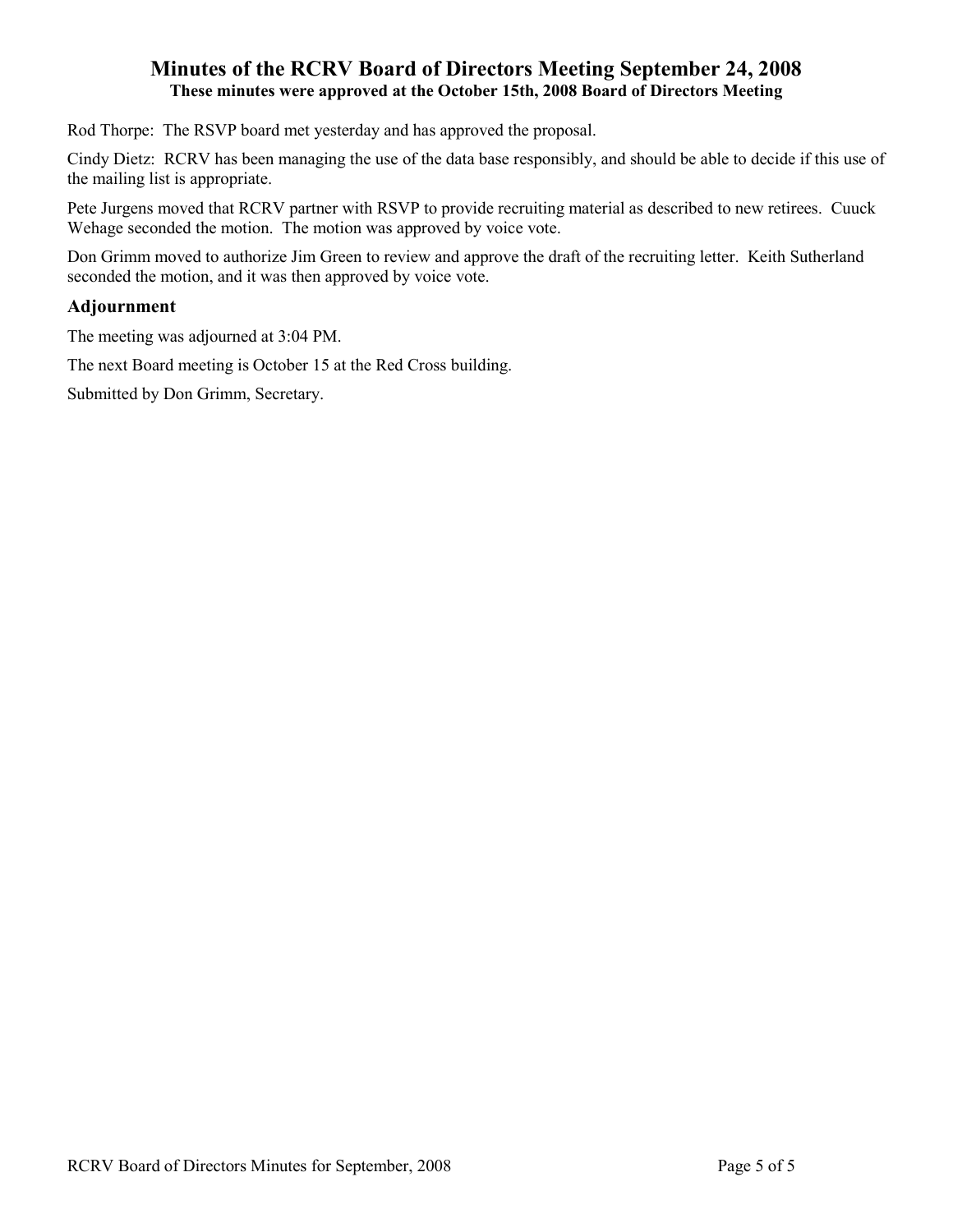# Minutes of the RCRV Board of Directors Meeting September 24, 2008

**These minutes were approved at the October 15th, 2008 Board of Directors Meeting**

Rod Thorpe: The RSVP board met yesterday and has approved the proposal.

Cindy Dietz: RCRV has been managing the use of the data base responsibly, and should be able to decide if this use of the mailing list is appropriate.

Pete Jurgens moved that RCRV partner with RSVP to provide recruiting material as described to new retirees. Cuuck Wehage seconded the motion. The motion was approved by voice vote.

Don Grimm moved to authorize Jim Green to review and approve the draft of the recruiting letter. Keith Sutherland seconded the motion, and it was then approved by voice vote.

## Adjournment

The meeting was adjourned at 3:04 PM.

The next Board meeting is October 15 at the Red Cross building.

Submitted by Don Grimm, Secretary.